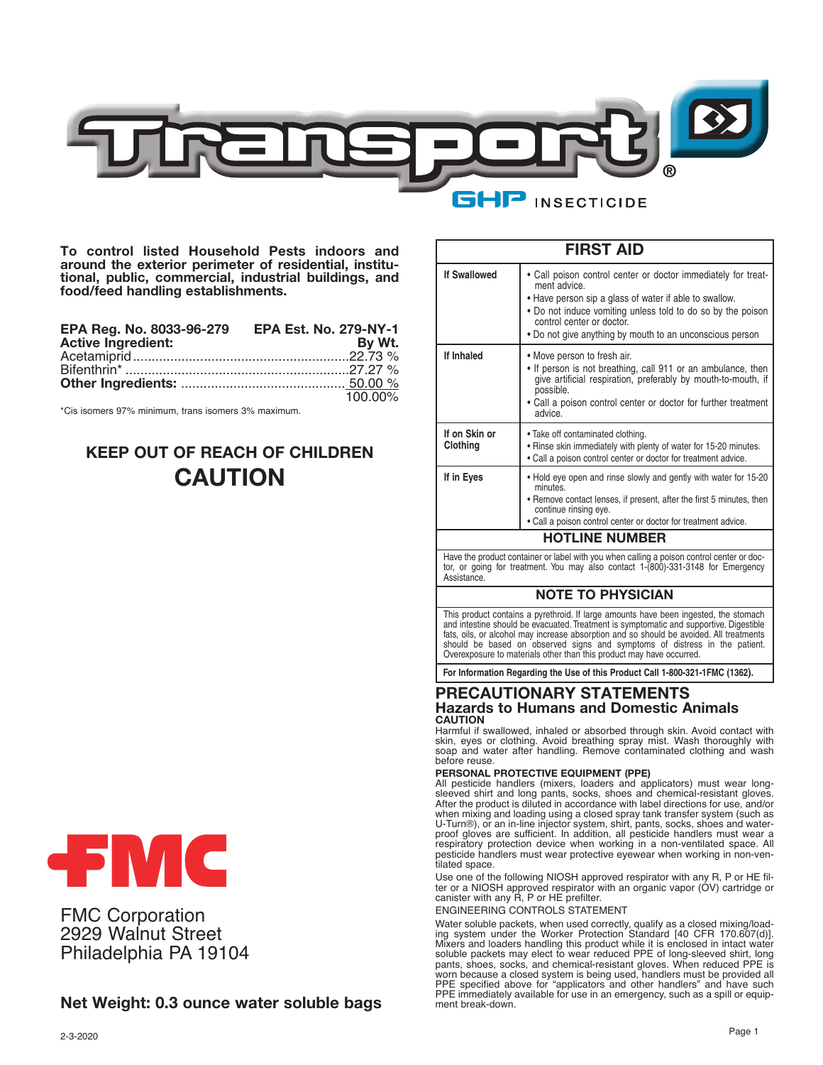# Transport® GHP INSECTICIDE

**To control listed Household Pests indoors and around the exterior perimeter of residential, institutional, public, commercial, industrial buildings, and food/feed handling establishments.**

**EPA Reg. No. 8033-96-279** **EPA Est. No. 279-NY-1**

| **Active Ingredient:** | **By Wt.** |
|---|---|
| Acetamiprid | 22.73 % |
| Bifenthrin* | 27.27 % |
| **Other Ingredients:** | 50.00 % |
| | 100.00% |

*Cis isomers 97% minimum, trans isomers 3% maximum.

## KEEP OUT OF REACH OF CHILDREN
## CAUTION

FMC Corporation
2929 Walnut Street
Philadelphia PA 19104

**Net Weight: 0.3 ounce water soluble bags**

| FIRST AID | |
|---|---|
| **If Swallowed** | • Call poison control center or doctor immediately for treatment advice.<br>• Have person sip a glass of water if able to swallow.<br>• Do not induce vomiting unless told to do so by the poison control center or doctor.<br>• Do not give anything by mouth to an unconscious person |
| **If Inhaled** | • Move person to fresh air.<br>• If person is not breathing, call 911 or an ambulance, then give artificial respiration, preferably by mouth-to-mouth, if possible.<br>• Call a poison control center or doctor for further treatment advice. |
| **If on Skin or Clothing** | • Take off contaminated clothing.<br>• Rinse skin immediately with plenty of water for 15-20 minutes.<br>• Call a poison control center or doctor for treatment advice. |
| **If in Eyes** | • Hold eye open and rinse slowly and gently with water for 15-20 minutes.<br>• Remove contact lenses, if present, after the first 5 minutes, then continue rinsing eye.<br>• Call a poison control center or doctor for treatment advice. |

**HOTLINE NUMBER**

Have the product container or label with you when calling a poison control center or doctor, or going for treatment. You may also contact 1-(800)-331-3148 for Emergency Assistance.

**NOTE TO PHYSICIAN**

This product contains a pyrethroid. If large amounts have been ingested, the stomach and intestine should be evacuated. Treatment is symptomatic and supportive. Digestible fats, oils, or alcohol may increase absorption and so should be avoided. All treatments should be based on observed signs and symptoms of distress in the patient. Overexposure to materials other than this product may have occurred.

**For Information Regarding the Use of this Product Call 1-800-321-1FMC (1362).**

## PRECAUTIONARY STATEMENTS

### Hazards to Humans and Domestic Animals

**CAUTION**

Harmful if swallowed, inhaled or absorbed through skin. Avoid contact with skin, eyes or clothing. Avoid breathing spray mist. Wash thoroughly with soap and water after handling. Remove contaminated clothing and wash before reuse.

**PERSONAL PROTECTIVE EQUIPMENT (PPE)**

All pesticide handlers (mixers, loaders and applicators) must wear long-sleeved shirt and long pants, socks, shoes and chemical-resistant gloves. After the product is diluted in accordance with label directions for use, and/or when mixing and loading using a closed spray tank transfer system (such as U-Turn®), or an in-line injector system, shirt, pants, socks, shoes and waterproof gloves are sufficient. In addition, all pesticide handlers must wear a respiratory protection device when working in a non-ventilated space. All pesticide handlers must wear protective eyewear when working in non-ventilated space.

Use one of the following NIOSH approved respirator with any R, P or HE filter or a NIOSH approved respirator with an organic vapor (OV) cartridge or canister with any R, P or HE prefilter.

ENGINEERING CONTROLS STATEMENT

Water soluble packets, when used correctly, qualify as a closed mixing/loading system under the Worker Protection Standard [40 CFR 170.607(d)]. Mixers and loaders handling this product while it is enclosed in intact water soluble packets may elect to wear reduced PPE of long-sleeved shirt, long pants, shoes, socks, and chemical-resistant gloves. When reduced PPE is worn because a closed system is being used, handlers must be provided all PPE specified above for "applicators and other handlers" and have such PPE immediately available for use in an emergency, such as a spill or equipment break-down.

2-3-2020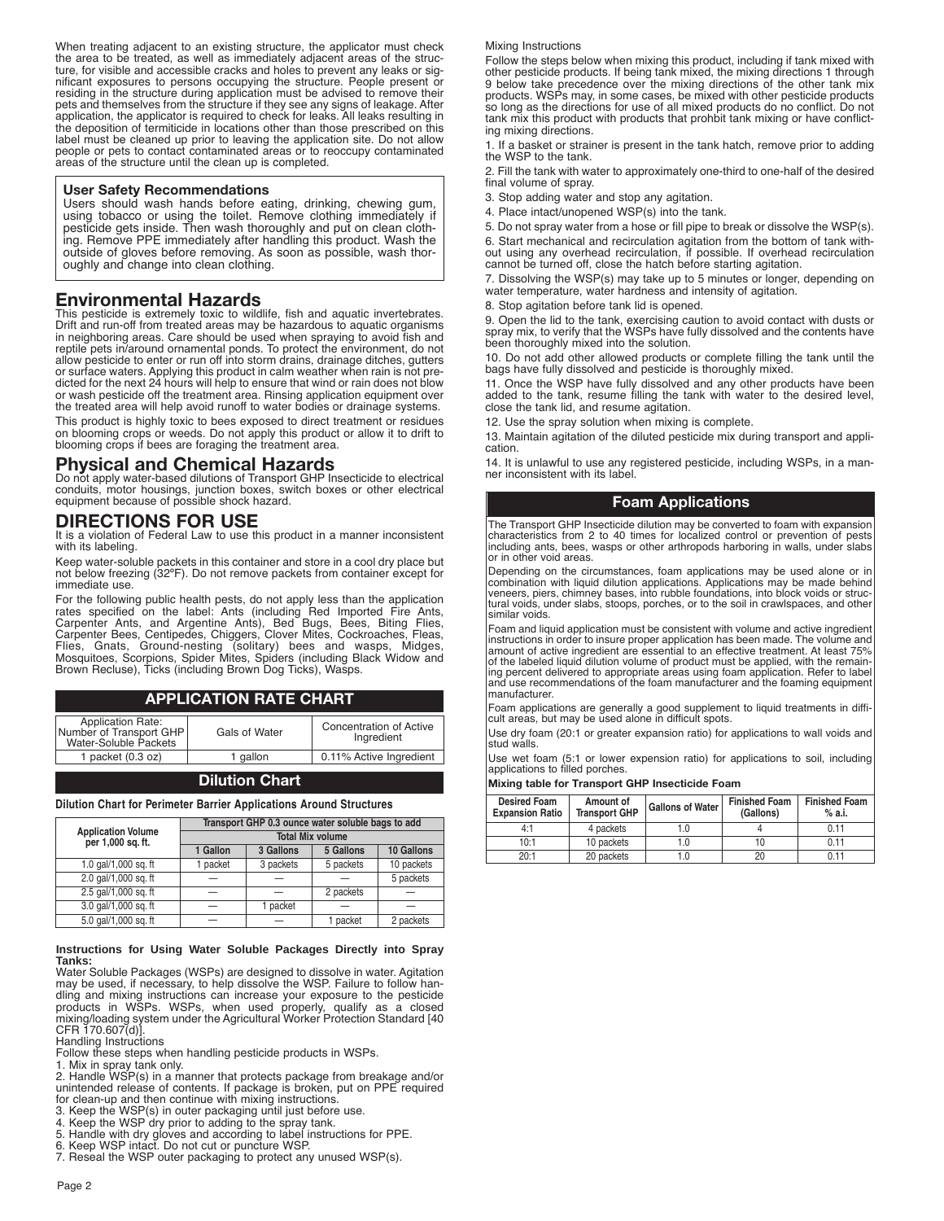When treating adjacent to an existing structure, the applicator must check the area to be treated, as well as immediately adjacent areas of the structure, for visible and accessible cracks and holes to prevent any leaks or significant exposures to persons occupying the structure. People present or residing in the structure during application must be advised to remove their pets and themselves from the structure if they see any signs of leakage. After application, the applicator is required to check for leaks. All leaks resulting in the deposition of termiticide in locations other than those prescribed on this label must be cleaned up prior to leaving the application site. Do not allow people or pets to contact contaminated areas or to reoccupy contaminated areas of the structure until the clean up is completed.

### User Safety Recommendations

Users should wash hands before eating, drinking, chewing gum, using tobacco or using the toilet. Remove clothing immediately if pesticide gets inside. Then wash thoroughly and put on clean clothing. Remove PPE immediately after handling this product. Wash the outside of gloves before removing. As soon as possible, wash thoroughly and change into clean clothing.

## Environmental Hazards

This pesticide is extremely toxic to wildlife, fish and aquatic invertebrates. Drift and run-off from treated areas may be hazardous to aquatic organisms in neighboring areas. Care should be used when spraying to avoid fish and reptile pets in/around ornamental ponds. To protect the environment, do not allow pesticide to enter or run off into storm drains, drainage ditches, gutters or surface waters. Applying this product in calm weather when rain is not predicted for the next 24 hours will help to ensure that wind or rain does not blow or wash pesticide off the treatment area. Rinsing application equipment over the treated area will help avoid runoff to water bodies or drainage systems.

This product is highly toxic to bees exposed to direct treatment or residues on blooming crops or weeds. Do not apply this product or allow it to drift to blooming crops if bees are foraging the treatment area.

## Physical and Chemical Hazards

Do not apply water-based dilutions of Transport GHP Insecticide to electrical conduits, motor housings, junction boxes, switch boxes or other electrical equipment because of possible shock hazard.

## DIRECTIONS FOR USE

It is a violation of Federal Law to use this product in a manner inconsistent with its labeling.

Keep water-soluble packets in this container and store in a cool dry place but not below freezing (32ºF). Do not remove packets from container except for immediate use.

For the following public health pests, do not apply less than the application rates specified on the label: Ants (including Red Imported Fire Ants, Carpenter Ants, and Argentine Ants), Bed Bugs, Bees, Biting Flies, Carpenter Bees, Centipedes, Chiggers, Clover Mites, Cockroaches, Fleas, Flies, Gnats, Ground-nesting (solitary) bees and wasps, Midges, Mosquitoes, Scorpions, Spider Mites, Spiders (including Black Widow and Brown Recluse), Ticks (including Brown Dog Ticks), Wasps.

### APPLICATION RATE CHART

| Application Rate: Number of Transport GHP Water-Soluble Packets | Gals of Water | Concentration of Active Ingredient |
|---|---|---|
| 1 packet (0.3 oz) | 1 gallon | 0.11% Active Ingredient |

### Dilution Chart

**Dilution Chart for Perimeter Barrier Applications Around Structures**

| Application Volume per 1,000 sq. ft. | Transport GHP 0.3 ounce water soluble bags to add | | | |
|---|---|---|---|---|
| | Total Mix volume | | | |
| | 1 Gallon | 3 Gallons | 5 Gallons | 10 Gallons |
| 1.0 gal/1,000 sq. ft | 1 packet | 3 packets | 5 packets | 10 packets |
| 2.0 gal/1,000 sq. ft | — | — | — | 5 packets |
| 2.5 gal/1,000 sq. ft | — | — | 2 packets | — |
| 3.0 gal/1,000 sq. ft | — | 1 packet | — | — |
| 5.0 gal/1,000 sq. ft | — | — | 1 packet | 2 packets |

**Instructions for Using Water Soluble Packages Directly into Spray Tanks:**

Water Soluble Packages (WSPs) are designed to dissolve in water. Agitation may be used, if necessary, to help dissolve the WSP. Failure to follow handling and mixing instructions can increase your exposure to the pesticide products in WSPs. WSPs, when used properly, qualify as a closed mixing/loading system under the Agricultural Worker Protection Standard [40 CFR 170.607(d)].

Handling Instructions

Follow these steps when handling pesticide products in WSPs.

1. Mix in spray tank only.
2. Handle WSP(s) in a manner that protects package from breakage and/or unintended release of contents. If package is broken, put on PPE required for clean-up and then continue with mixing instructions.
3. Keep the WSP(s) in outer packaging until just before use.
4. Keep the WSP dry prior to adding to the spray tank.
5. Handle with dry gloves and according to label instructions for PPE.
6. Keep WSP intact. Do not cut or puncture WSP.
7. Reseal the WSP outer packaging to protect any unused WSP(s).

Mixing Instructions

Follow the steps below when mixing this product, including if tank mixed with other pesticide products. If being tank mixed, the mixing directions 1 through 9 below take precedence over the mixing directions of the other tank mix products. WSPs may, in some cases, be mixed with other pesticide products so long as the directions for use of all mixed products do no conflict. Do not tank mix this product with products that prohbit tank mixing or have conflicting mixing directions.

1. If a basket or strainer is present in the tank hatch, remove prior to adding the WSP to the tank.
2. Fill the tank with water to approximately one-third to one-half of the desired final volume of spray.
3. Stop adding water and stop any agitation.
4. Place intact/unopened WSP(s) into the tank.
5. Do not spray water from a hose or fill pipe to break or dissolve the WSP(s).
6. Start mechanical and recirculation agitation from the bottom of tank without using any overhead recirculation, if possible. If overhead recirculation cannot be turned off, close the hatch before starting agitation.
7. Dissolving the WSP(s) may take up to 5 minutes or longer, depending on water temperature, water hardness and intensity of agitation.
8. Stop agitation before tank lid is opened.
9. Open the lid to the tank, exercising caution to avoid contact with dusts or spray mix, to verify that the WSPs have fully dissolved and the contents have been thoroughly mixed into the solution.
10. Do not add other allowed products or complete filling the tank until the bags have fully dissolved and pesticide is thoroughly mixed.
11. Once the WSP have fully dissolved and any other products have been added to the tank, resume filling the tank with water to the desired level, close the tank lid, and resume agitation.
12. Use the spray solution when mixing is complete.
13. Maintain agitation of the diluted pesticide mix during transport and application.
14. It is unlawful to use any registered pesticide, including WSPs, in a manner inconsistent with its label.

### Foam Applications

The Transport GHP Insecticide dilution may be converted to foam with expansion characteristics from 2 to 40 times for localized control or prevention of pests including ants, bees, wasps or other arthropods harboring in walls, under slabs or in other void areas.

Depending on the circumstances, foam applications may be used alone or in combination with liquid dilution applications. Applications may be made behind veneers, piers, chimney bases, into rubble foundations, into block voids or structural voids, under slabs, stoops, porches, or to the soil in crawlspaces, and other similar voids.

Foam and liquid application must be consistent with volume and active ingredient instructions in order to insure proper application has been made. The volume and amount of active ingredient are essential to an effective treatment. At least 75% of the labeled liquid dilution volume of product must be applied, with the remaining percent delivered to appropriate areas using foam application. Refer to label and use recommendations of the foam manufacturer and the foaming equipment manufacturer.

Foam applications are generally a good supplement to liquid treatments in difficult areas, but may be used alone in difficult spots.

Use dry foam (20:1 or greater expansion ratio) for applications to wall voids and stud walls.

Use wet foam (5:1 or lower expansion ratio) for applications to soil, including applications to filled porches.

**Mixing table for Transport GHP Insecticide Foam**

| Desired Foam Expansion Ratio | Amount of Transport GHP | Gallons of Water | Finished Foam (Gallons) | Finished Foam % a.i. |
|---|---|---|---|---|
| 4:1 | 4 packets | 1.0 | 4 | 0.11 |
| 10:1 | 10 packets | 1.0 | 10 | 0.11 |
| 20:1 | 20 packets | 1.0 | 20 | 0.11 |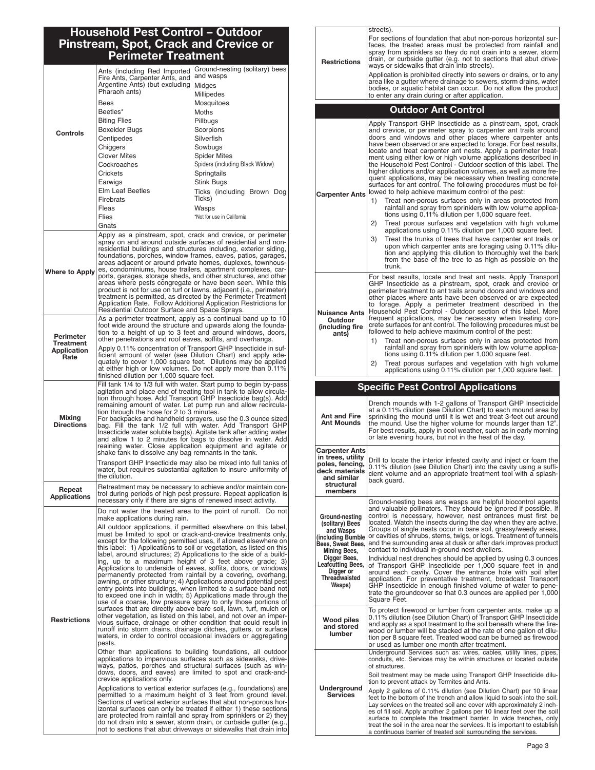## Household Pest Control – Outdoor Pinstream, Spot, Crack and Crevice or Perimeter Treatment

| | |
|---|---|
| **Controls** | Ants (including Red Imported Fire Ants, Carpenter Ants, and Argentine Ants) (but excluding Pharaoh ants); Bees; Beetles*; Biting Flies; Boxelder Bugs; Centipedes; Chiggers; Clover Mites; Cockroaches; Crickets; Earwigs; Elm Leaf Beetles; Firebrats; Fleas; Flies; Gnats; Ground-nesting (solitary) bees and wasps; Midges; Millipedes; Mosquitoes; Moths; Pillbugs; Scorpions; Silverfish; Sowbugs; Spider Mites; Spiders (including Black Widow); Springtails; Stink Bugs; Ticks (including Brown Dog Ticks); Wasps<br>*Not for use in California |
| **Where to Apply** | Apply as a pinstream, spot, crack and crevice, or perimeter spray on and around outside surfaces of residential and non-residential buildings and structures including, exterior siding, foundations, porches, window frames, eaves, patios, garages, areas adjacent or around private homes, duplexes, townhouses, condominiums, house trailers, apartment complexes, carports, garages, storage sheds, and other structures, and other areas where pests congregate or have been seen. While this product is not for use on turf or lawns, adjacent (i.e., perimeter) treatment is permitted, as directed by the Perimeter Treatment Application Rate. Follow Additional Application Restrictions for Residential Outdoor Surface and Space Sprays. |
| **Perimeter Treatment Application Rate** | As a perimeter treatment, apply as a continual band up to 10 foot wide around the structure and upwards along the foundation to a height of up to 3 feet and around windows, doors, other penetrations and roof eaves, soffits, and overhangs.<br><br>Apply 0.11% concentration of Transport GHP Insecticide in sufficient amount of water (see Dilution Chart) and apply adequately to cover 1,000 square feet. Dilutions may be applied at either high or low volumes. Do not apply more than 0.11% finished dilution per 1,000 square feet. |
| **Mixing Directions** | Fill tank 1/4 to 1/3 full with water. Start pump to begin by-pass agitation and place end of treating tool in tank to allow circulation through hose. Add Transport GHP Insecticide bag(s). Add remaining amount of water. Let pump run and allow recirculation through the hose for 2 to 3 minutes.<br>For backpacks and handheld sprayers, use the 0.3 ounce sized bag. Fill the tank 1/2 full with water. Add Transport GHP Insecticide water soluble bag(s). Agitate tank after adding water and allow 1 to 2 minutes for bags to dissolve in water. Add reaining water. Close application equipment and agitate or shake tank to dissolve any bag remnants in the tank.<br><br>Transport GHP Insecticide may also be mixed into full tanks of water, but requires substantial agitation to insure uniformity of the dilution. |
| **Repeat Applications** | Retreatment may be necessary to achieve and/or maintain control during periods of high pest pressure. Repeat application is necessary only if there are signs of renewed insect activity. |
| **Restrictions** | Do not water the treated area to the point of runoff. Do not make applications during rain.<br><br>All outdoor applications, if permitted elsewhere on this label, must be limited to spot or crack-and-crevice treatments only, except for the following permitted uses, if allowed elsewhere on this label: 1) Applications to soil or vegetation, as listed on this label, around structures; 2) Applications to the side of a building, up to a maximum height of 3 feet above grade; 3) Applications to underside of eaves, soffits, doors, or windows permanently protected from rainfall by a covering, overhang, awning, or other structure; 4) Applications around potential pest entry points into buildings, when limited to a surface band not to exceed one inch in width; 5) Applications made through the use of a coarse, low pressure spray to only those portions of surfaces that are directly above bare soil, lawn, turf, mulch or other vegetation, as listed on this label, and not over an impervious surface, drainage or other condition that could result in runoff into storm drains, drainage ditches, gutters, or surface waters, in order to control occasional invaders or aggregating pests.<br><br>Other than applications to building foundations, all outdoor applications to impervious surfaces such as sidewalks, driveways, patios, porches and structural surfaces (such as windows, doors, and eaves) are limited to spot and crack-and-crevice applications only.<br><br>Applications to vertical exterior surfaces (e.g., foundations) are permitted to a maximum height of 3 feet from ground level. Sections of vertical exterior surfaces that abut non-porous horizontal surfaces can only be treated if either 1) these sections are protected from rainfall and spray from sprinklers or 2) they do not drain into a sewer, storm drain, or curbside gutter (e.g., not to sections that abut driveways or sidewalks that drain into streets).<br><br>For sections of foundation that abut non-porous horizontal surfaces, the treated areas must be protected from rainfall and spray from sprinklers so they do not drain into a sewer, storm drain, or curbside gutter (e.g. not to sections that abut driveways or sidewalks that drain into streets).<br><br>Application is prohibited directly into sewers or drains, or to any area like a gutter where drainage to sewers, storm drains, water bodies, or aquatic habitat can occur. Do not allow the product to enter any drain during or after application. |

## Outdoor Ant Control

| | |
|---|---|
| **Carpenter Ants** | Apply Transport GHP Insecticide as a pinstream, spot, crack and crevice, or perimeter spray to carpenter ant trails around doors and windows and other places where carpenter ants have been observed or are expected to forage. For best results, locate and treat carpenter ant nests. Apply a perimeter treatment using either low or high volume applications described in the Household Pest Control - Outdoor section of this label. The higher dilutions and/or application volumes, as well as more frequent applications, may be necessary when treating concrete surfaces for ant control. The following procedures must be followed to help achieve maximum control of the pest:<br>1) Treat non-porous surfaces only in areas protected from rainfall and spray from sprinklers with low volume applications using 0.11% dilution per 1,000 square feet.<br>2) Treat porous surfaces and vegetation with high volume applications using 0.11% dilution per 1,000 square feet.<br>3) Treat the trunks of trees that have carpenter ant trails or upon which carpenter ants are foraging using 0.11% dilution and applying this dilution to thoroughly wet the bark from the base of the tree to as high as possible on the trunk. |
| **Nuisance Ants Outdoor (including fire ants)** | For best results, locate and treat ant nests. Apply Transport GHP Insecticide as a pinstream, spot, crack and crevice or perimeter treatment to ant trails around doors and windows and other places where ants have been observed or are expected to forage. Apply a perimeter treatment described in the Household Pest Control - Outdoor section of this label. More frequent applications, may be necessary when treating concrete surfaces for ant control. The following procedures must be followed to help achieve maximum control of the pest:<br>1) Treat non-porous surfaces only in areas protected from rainfall and spray from sprinklers with low volume applications using 0.11% dilution per 1,000 square feet.<br>2) Treat porous surfaces and vegetation with high volume applications using 0.11% dilution per 1,000 square feet. |

## Specific Pest Control Applications

| | |
|---|---|
| **Ant and Fire Ant Mounds** | Drench mounds with 1-2 gallons of Transport GHP Insecticide at a 0.11% dilution (see Dilution Chart) to each mound area by sprinkling the mound until it is wet and treat 3-feet out around the mound. Use the higher volume for mounds larger than 12". For best results, apply in cool weather, such as in early morning or late evening hours, but not in the heat of the day. |
| **Carpenter Ants in trees, utility poles, fencing, deck materials and similar structural members** | Drill to locate the interior infested cavity and inject or foam the 0.11% dilution (see Dilution Chart) into the cavity using a sufficient volume and an appropriate treatment tool with a splash-back guard. |
| **Ground-nesting (solitary) Bees and Wasps (including Bumble Bees, Sweat Bees, Mining Bees, Digger Bees, Leafcutting Bees, Digger or Threadwaisted Wasps)** | Ground-nesting bees ans wasps are helpful biocontrol agents and valuable pollinators. They should be ignored if possible. If control is necessary, however, nest entrances must first be located. Watch the insects during the day when they are active. Groups of single nests occur in bare soil, grassy/weedy areas, or cavities of shrubs, stems, twigs, or logs. Treatment of tunnels and the surrounding area at dusk or after dark improves product contact to individual in-ground nest dwellers.<br><br>Individual nest drenches should be applied by using 0.3 ounces of Transport GHP Insecticide per 1,000 square feet in and around each cavity. Cover the entrance hole with soil after application. For preventative treatment, broadcast Transport GHP Insecticide in enough finished volume of water to penetrate the groundcover so that 0.3 ounces are applied per 1,000 Square Feet. |
| **Wood piles and stored lumber** | To protect firewood or lumber from carpenter ants, make up a 0.11% dilution (see Dilution Chart) of Transport GHP Insecticide and apply as a spot treatment to the soil beneath where the firewood or lumber will be stacked at the rate of one gallon of dilution per 8 square feet. Treated wood can be burned as firewood or used as lumber one month after treatment. |
| **Underground Services** | Underground Services such as: wires, cables, utility lines, pipes, conduits, etc. Services may be within structures or located outside of structures.<br><br>Soil treatment may be made using Transport GHP Insecticide dilution to prevent attack by Termites and Ants.<br><br>Apply 2 gallons of 0.11% dilution (see Dilution Chart) per 10 linear feet to the bottom of the trench and allow liquid to soak into the soil. Lay services on the treated soil and cover with approximately 2 inches of fill soil. Apply another 2 gallons per 10 linear feet over the soil surface to complete the treatment barrier. In wide trenches, only treat the soil in the area near the services. It is important to establish a continuous barrier of treated soil surrounding the services. |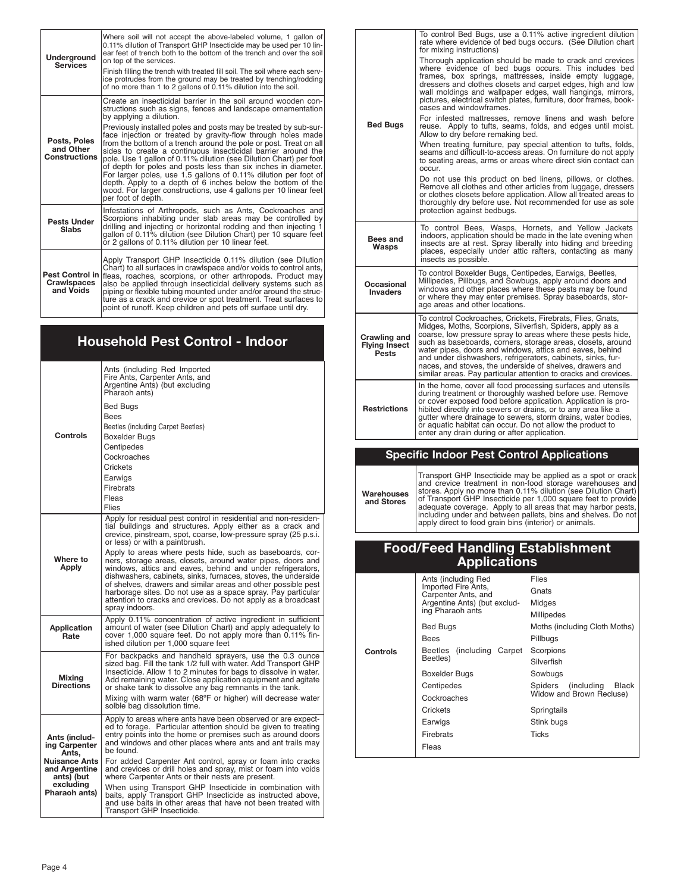| | |
|---|---|
| **Underground Services** | Where soil will not accept the above-labeled volume, 1 gallon of 0.11% dilution of Transport GHP Insecticide may be used per 10 linear feet of trench both to the bottom of the trench and over the soil on top of the services.<br><br>Finish filling the trench with treated fill soil. The soil where each service protrudes from the ground may be treated by trenching/rodding of no more than 1 to 2 gallons of 0.11% dilution into the soil. |
| **Posts, Poles and Other Constructions** | Create an insecticidal barrier in the soil around wooden constructions such as signs, fences and landscape ornamentation by applying a dilution.<br><br>Previously installed poles and posts may be treated by sub-surface injection or treated by gravity-flow through holes made from the bottom of a trench around the pole or post. Treat on all sides to create a continuous insecticidal barrier around the pole. Use 1 gallon of 0.11% dilution (see Dilution Chart) per foot of depth for poles and posts less than six inches in diameter. For larger poles, use 1.5 gallons of 0.11% dilution per foot of depth. Apply to a depth of 6 inches below the bottom of the wood. For larger constructions, use 4 gallons per 10 linear feet per foot of depth. |
| **Pests Under Slabs** | Infestations of Arthropods, such as Ants, Cockroaches and Scorpions inhabiting under slab areas may be controlled by drilling and injecting or horizontal rodding and then injecting 1 gallon of 0.11% dilution (see Dilution Chart) per 10 square feet or 2 gallons of 0.11% dilution per 10 linear feet. |
| **Pest Control in Crawlspaces and Voids** | Apply Transport GHP Insecticide 0.11% dilution (see Dilution Chart) to all surfaces in crawlspace and/or voids to control ants, fleas, roaches, scorpions, or other arthropods. Product may also be applied through insecticidal delivery systems such as piping or flexible tubing mounted under and/or around the structure as a crack and crevice or spot treatment. Treat surfaces to point of runoff. Keep children and pets off surface until dry. |

## Household Pest Control - Indoor

| | |
|---|---|
| **Controls** | Ants (including Red Imported Fire Ants, Carpenter Ants, and Argentine Ants) (but excluding Pharaoh ants)<br>Bed Bugs<br>Bees<br>Beetles (including Carpet Beetles)<br>Boxelder Bugs<br>Centipedes<br>Cockroaches<br>Crickets<br>Earwigs<br>Firebrats<br>Fleas<br>Flies |
| **Where to Apply** | Apply for residual pest control in residential and non-residential buildings and structures. Apply either as a crack and crevice, pinstream, spot, coarse, low-pressure spray (25 p.s.i. or less) or with a paintbrush.<br><br>Apply to areas where pests hide, such as baseboards, corners, storage areas, closets, around water pipes, doors and windows, attics and eaves, behind and under refrigerators, dishwashers, cabinets, sinks, furnaces, stoves, the underside of shelves, drawers and similar areas and other possible pest harborage sites. Do not use as a space spray. Pay particular attention to cracks and crevices. Do not apply as a broadcast spray indoors. |
| **Application Rate** | Apply 0.11% concentration of active ingredient in sufficient amount of water (see Dilution Chart) and apply adequately to cover 1,000 square feet. Do not apply more than 0.11% finished dilution per 1,000 square feet |
| **Mixing Directions** | For backpacks and handheld sprayers, use the 0.3 ounce sized bag. Fill the tank 1/2 full with water. Add Transport GHP Insecticide. Allow 1 to 2 minutes for bags to dissolve in water. Add remaining water. Close application equipment and agitate or shake tank to dissolve any bag remnants in the tank.<br><br>Mixing with warm water (68°F or higher) will decrease water solble bag dissolution time. |
| **Ants (including Carpenter Ants, Nuisance Ants and Argentine ants) (but excluding Pharaoh ants)** | Apply to areas where ants have been observed or are expected to forage. Particular attention should be given to treating entry points into the home or premises such as around doors and windows and other places where ants and ant trails may be found.<br><br>For added Carpenter Ant control, spray or foam into cracks and crevices or drill holes and spray, mist or foam into voids where Carpenter Ants or their nests are present.<br><br>When using Transport GHP Insecticide in combination with baits, apply Transport GHP Insecticide as instructed above, and use baits in other areas that have not been treated with Transport GHP Insecticide. |
| **Bed Bugs** | To control Bed Bugs, use a 0.11% active ingredient dilution rate where evidence of bed bugs occurs. (See Dilution chart for mixing instructions)<br><br>Thorough application should be made to crack and crevices where evidence of bed bugs occurs. This includes bed frames, box springs, mattresses, inside empty luggage, dressers and clothes closets and carpet edges, high and low wall moldings and wallpaper edges, wall hangings, mirrors, pictures, electrical switch plates, furniture, door frames, bookcases and windowframes.<br><br>For infested mattresses, remove linens and wash before reuse. Apply to tufts, seams, folds, and edges until moist. Allow to dry before remaking bed.<br><br>When treating furniture, pay special attention to tufts, folds, seams and difficult-to-access areas. On furniture do not apply to seating areas, arms or areas where direct skin contact can occur.<br><br>Do not use this product on bed linens, pillows, or clothes. Remove all clothes and other articles from luggage, dressers or clothes closets before application. Allow all treated areas to thoroughly dry before use. Not recommended for use as sole protection against bedbugs. |
| **Bees and Wasps** | To control Bees, Wasps, Hornets, and Yellow Jackets indoors, application should be made in the late evening when insects are at rest. Spray liberally into hiding and breeding places, especially under attic rafters, contacting as many insects as possible. |
| **Occasional Invaders** | To control Boxelder Bugs, Centipedes, Earwigs, Beetles, Millipedes, Pillbugs, and Sowbugs, apply around doors and windows and other places where these pests may be found or where they may enter premises. Spray baseboards, storage areas and other locations. |
| **Crawling and Flying Insect Pests** | To control Cockroaches, Crickets, Firebrats, Flies, Gnats, Midges, Moths, Scorpions, Silverfish, Spiders, apply as a coarse, low pressure spray to areas where these pests hide, such as baseboards, corners, storage areas, closets, around water pipes, doors and windows, attics and eaves, behind and under dishwashers, refrigerators, cabinets, sinks, furnaces, and stoves, the underside of shelves, drawers and similar areas. Pay particular attention to cracks and crevices. |
| **Restrictions** | In the home, cover all food processing surfaces and utensils during treatment or thoroughly washed before use. Remove or cover exposed food before application. Application is prohibited directly into sewers or drains, or to any area like a gutter where drainage to sewers, storm drains, water bodies, or aquatic habitat can occur. Do not allow the product to enter any drain during or after application. |

## Specific Indoor Pest Control Applications

| | |
|---|---|
| **Warehouses and Stores** | Transport GHP Insecticide may be applied as a spot or crack and crevice treatment in non-food storage warehouses and stores. Apply no more than 0.11% dilution (see Dilution Chart) of Transport GHP Insecticide per 1,000 square feet to provide adequate coverage. Apply to all areas that may harbor pests, including under and between pallets, bins and shelves. Do not apply direct to food grain bins (interior) or animals. |

## Food/Feed Handling Establishment Applications

| | | |
|---|---|---|
| **Controls** | Ants (including Red Imported Fire Ants, Carpenter Ants, and Argentine Ants) (but excluding Pharaoh ants<br>Bed Bugs<br>Bees<br>Beetles (including Carpet Beetles)<br>Boxelder Bugs<br>Centipedes<br>Cockroaches<br>Crickets<br>Earwigs<br>Firebrats<br>Fleas | Flies<br>Gnats<br>Midges<br>Millipedes<br>Moths (including Cloth Moths)<br>Pillbugs<br>Scorpions<br>Silverfish<br>Sowbugs<br>Spiders (including Black Widow and Brown Recluse)<br>Springtails<br>Stink bugs<br>Ticks |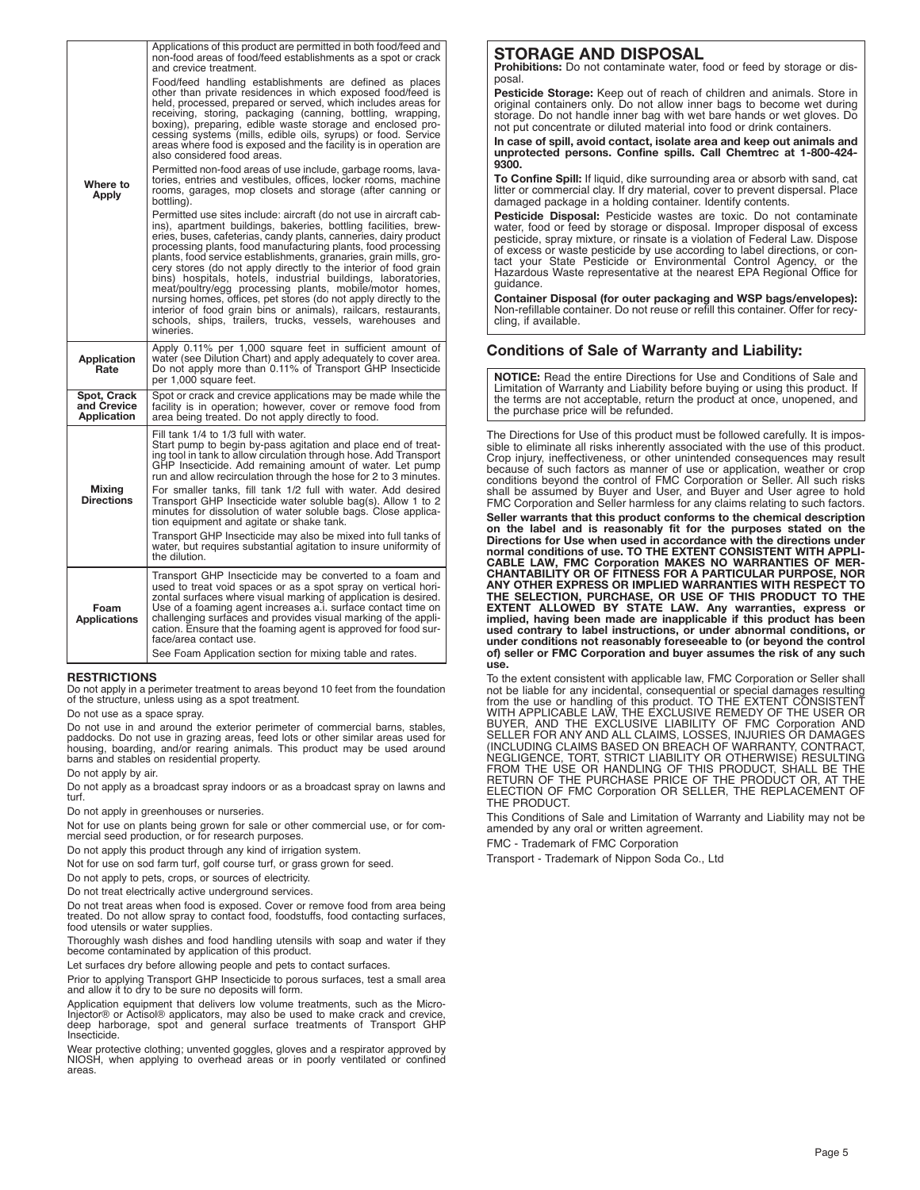| | |
|---|---|
| **Where to Apply** | Applications of this product are permitted in both food/feed and non-food areas of food/feed establishments as a spot or crack and crevice treatment.<br><br>Food/feed handling establishments are defined as places other than private residences in which exposed food/feed is held, processed, prepared or served, which includes areas for receiving, storing, packaging (canning, bottling, wrapping, boxing), preparing, edible waste storage and enclosed processing systems (mills, edible oils, syrups) or food. Service areas where food is exposed and the facility is in operation are also considered food areas.<br><br>Permitted non-food areas of use include, garbage rooms, lavatories, entries and vestibules, offices, locker rooms, machine rooms, garages, mop closets and storage (after canning or bottling).<br><br>Permitted use sites include: aircraft (do not use in aircraft cabins), apartment buildings, bakeries, bottling facilities, breweries, buses, cafeterias, candy plants, canneries, dairy product processing plants, food manufacturing plants, food processing plants, food service establishments, granaries, grain mills, grocery stores (do not apply directly to the interior of food grain bins) hospitals, hotels, industrial buildings, laboratories, meat/poultry/egg processing plants, mobile/motor homes, nursing homes, offices, pet stores (do not apply directly to the interior of food grain bins or animals), railcars, restaurants, schools, ships, trailers, trucks, vessels, warehouses and wineries. |
| **Application Rate** | Apply 0.11% per 1,000 square feet in sufficient amount of water (see Dilution Chart) and apply adequately to cover area. Do not apply more than 0.11% of Transport GHP Insecticide per 1,000 square feet. |
| **Spot, Crack and Crevice Application** | Spot or crack and crevice applications may be made while the facility is in operation; however, cover or remove food from area being treated. Do not apply directly to food. |
| **Mixing Directions** | Fill tank 1/4 to 1/3 full with water.<br>Start pump to begin by-pass agitation and place end of treating tool in tank to allow circulation through hose. Add Transport GHP Insecticide. Add remaining amount of water. Let pump run and allow recirculation through the hose for 2 to 3 minutes.<br><br>For smaller tanks, fill tank 1/2 full with water. Add desired Transport GHP Insecticide water soluble bag(s). Allow 1 to 2 minutes for dissolution of water soluble bags. Close application equipment and agitate or shake tank.<br><br>Transport GHP Insecticide may also be mixed into full tanks of water, but requires substantial agitation to insure uniformity of the dilution. |
| **Foam Applications** | Transport GHP Insecticide may be converted to a foam and used to treat void spaces or as a spot spray on vertical horizontal surfaces where visual marking of application is desired. Use of a foaming agent increases a.i. surface contact time on challenging surfaces and provides visual marking of the application. Ensure that the foaming agent is approved for food surface/area contact use.<br><br>See Foam Application section for mixing table and rates. |

**RESTRICTIONS**

Do not apply in a perimeter treatment to areas beyond 10 feet from the foundation of the structure, unless using as a spot treatment.

Do not use as a space spray.

Do not use in and around the exterior perimeter of commercial barns, stables, paddocks. Do not use in grazing areas, feed lots or other similar areas used for housing, boarding, and/or rearing animals. This product may be used around barns and stables on residential property.

Do not apply by air.

Do not apply as a broadcast spray indoors or as a broadcast spray on lawns and turf.

Do not apply in greenhouses or nurseries.

Not for use on plants being grown for sale or other commercial use, or for commercial seed production, or for research purposes.

Do not apply this product through any kind of irrigation system.

Not for use on sod farm turf, golf course turf, or grass grown for seed.

Do not apply to pets, crops, or sources of electricity.

Do not treat electrically active underground services.

Do not treat areas when food is exposed. Cover or remove food from area being treated. Do not allow spray to contact food, foodstuffs, food contacting surfaces, food utensils or water supplies.

Thoroughly wash dishes and food handling utensils with soap and water if they become contaminated by application of this product.

Let surfaces dry before allowing people and pets to contact surfaces.

Prior to applying Transport GHP Insecticide to porous surfaces, test a small area and allow it to dry to be sure no deposits will form.

Application equipment that delivers low volume treatments, such as the Micro-Injector® or Actisol® applicators, may also be used to make crack and crevice, deep harborage, spot and general surface treatments of Transport GHP Insecticide.

Wear protective clothing; unvented goggles, gloves and a respirator approved by NIOSH, when applying to overhead areas or in poorly ventilated or confined areas.

## STORAGE AND DISPOSAL

**Prohibitions:** Do not contaminate water, food or feed by storage or disposal.

**Pesticide Storage:** Keep out of reach of children and animals. Store in original containers only. Do not allow inner bags to become wet during storage. Do not handle inner bag with wet bare hands or wet gloves. Do not put concentrate or diluted material into food or drink containers.

**In case of spill, avoid contact, isolate area and keep out animals and unprotected persons. Confine spills. Call Chemtrec at 1-800-424-9300.**

**To Confine Spill:** If liquid, dike surrounding area or absorb with sand, cat litter or commercial clay. If dry material, cover to prevent dispersal. Place damaged package in a holding container. Identify contents.

**Pesticide Disposal:** Pesticide wastes are toxic. Do not contaminate water, food or feed by storage or disposal. Improper disposal of excess pesticide, spray mixture, or rinsate is a violation of Federal Law. Dispose of excess or waste pesticide by use according to label directions, or contact your State Pesticide or Environmental Control Agency, or the Hazardous Waste representative at the nearest EPA Regional Office for guidance.

**Container Disposal (for outer packaging and WSP bags/envelopes):** Non-refillable container. Do not reuse or refill this container. Offer for recycling, if available.

### Conditions of Sale of Warranty and Liability:

**NOTICE:** Read the entire Directions for Use and Conditions of Sale and Limitation of Warranty and Liability before buying or using this product. If the terms are not acceptable, return the product at once, unopened, and the purchase price will be refunded.

The Directions for Use of this product must be followed carefully. It is impossible to eliminate all risks inherently associated with the use of this product. Crop injury, ineffectiveness, or other unintended consequences may result because of such factors as manner of use or application, weather or crop conditions beyond the control of FMC Corporation or Seller. All such risks shall be assumed by Buyer and User, and Buyer and User agree to hold FMC Corporation and Seller harmless for any claims relating to such factors.

**Seller warrants that this product conforms to the chemical description on the label and is reasonably fit for the purposes stated on the Directions for Use when used in accordance with the directions under normal conditions of use. TO THE EXTENT CONSISTENT WITH APPLICABLE LAW, FMC Corporation MAKES NO WARRANTIES OF MERCHANTABILITY OR OF FITNESS FOR A PARTICULAR PURPOSE, NOR ANY OTHER EXPRESS OR IMPLIED WARRANTIES WITH RESPECT TO THE SELECTION, PURCHASE, OR USE OF THIS PRODUCT TO THE EXTENT ALLOWED BY STATE LAW. Any warranties, express or implied, having been made are inapplicable if this product has been used contrary to label instructions, or under abnormal conditions, or under conditions not reasonably foreseeable to (or beyond the control of) seller or FMC Corporation and buyer assumes the risk of any such use.**

To the extent consistent with applicable law, FMC Corporation or Seller shall not be liable for any incidental, consequential or special damages resulting from the use or handling of this product. TO THE EXTENT CONSISTENT WITH APPLICABLE LAW, THE EXCLUSIVE REMEDY OF THE USER OR BUYER, AND THE EXCLUSIVE LIABILITY OF FMC Corporation AND SELLER FOR ANY AND ALL CLAIMS, LOSSES, INJURIES OR DAMAGES (INCLUDING CLAIMS BASED ON BREACH OF WARRANTY, CONTRACT, NEGLIGENCE, TORT, STRICT LIABILITY OR OTHERWISE) RESULTING FROM THE USE OR HANDLING OF THIS PRODUCT, SHALL BE THE RETURN OF THE PURCHASE PRICE OF THE PRODUCT OR, AT THE ELECTION OF FMC Corporation OR SELLER, THE REPLACEMENT OF THE PRODUCT.

This Conditions of Sale and Limitation of Warranty and Liability may not be amended by any oral or written agreement.

FMC - Trademark of FMC Corporation

Transport - Trademark of Nippon Soda Co., Ltd